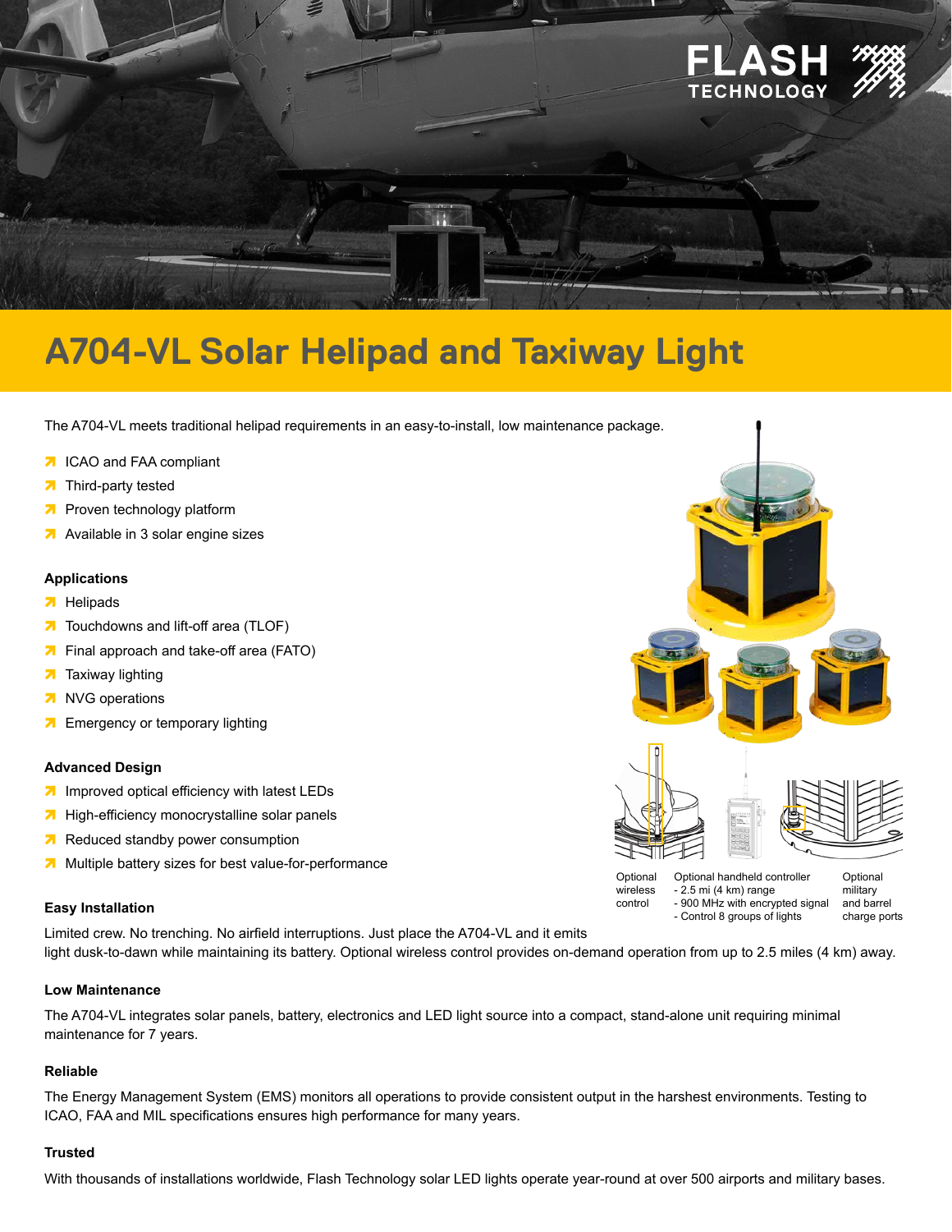# A704-VL Solar Helipad and Taxiway Light

The A704-VL meets traditional helipad requirements in an easy-to-install, low maintenance package.

- ICAO and FAA compliant
- Third-party tested
- Proven technology platform
- Available in 3 solar engine sizes

### Applications

- Helipads
- Touchdowns and lift-off area (TLOF)
- Final approach and take-off area (FATO)
- Taxiway lighting
- NVG operations
- Emergency or temporary lighting

### Advanced Design

- Improved optical efficiency with latest LEDs
- High-efficiency monocrystalline solar panels
- Reduced standby power consumption
- Multiple battery sizes for best value-for-performance

Optional wireless control

Optional handheld controller
- 2.5 mi (4 km) range
- 900 MHz with encrypted signal
- Control 8 groups of lights

Optional military and barrel charge ports

### Easy Installation

Limited crew. No trenching. No airfield interruptions. Just place the A704-VL and it emits light dusk-to-dawn while maintaining its battery. Optional wireless control provides on-demand operation from up to 2.5 miles (4 km) away.

### Low Maintenance

The A704-VL integrates solar panels, battery, electronics and LED light source into a compact, stand-alone unit requiring minimal maintenance for 7 years.

### Reliable

The Energy Management System (EMS) monitors all operations to provide consistent output in the harshest environments. Testing to ICAO, FAA and MIL specifications ensures high performance for many years.

### Trusted

With thousands of installations worldwide, Flash Technology solar LED lights operate year-round at over 500 airports and military bases.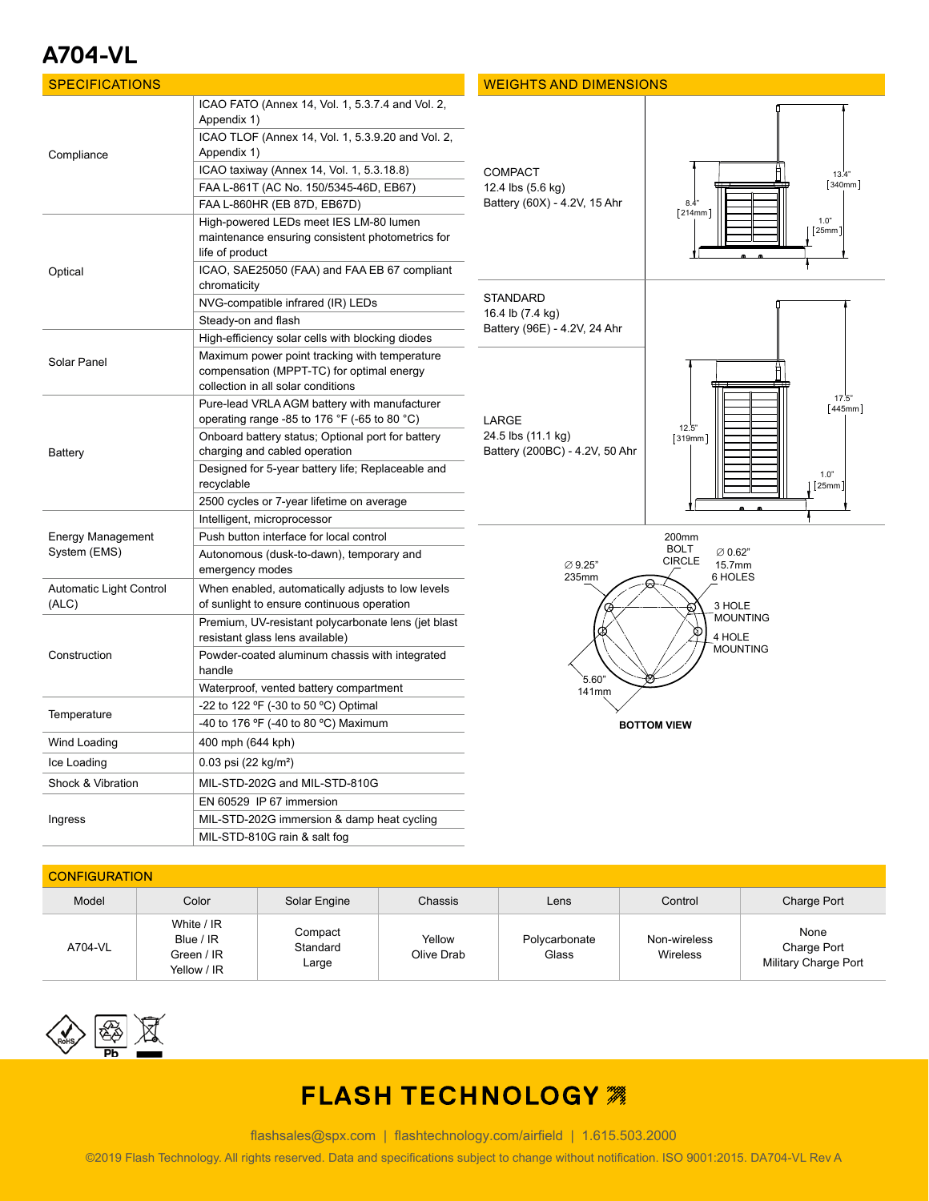# A704-VL

## SPECIFICATIONS

| | |
|---|---|
| Compliance | ICAO FATO (Annex 14, Vol. 1, 5.3.7.4 and Vol. 2, Appendix 1) |
| | ICAO TLOF (Annex 14, Vol. 1, 5.3.9.20 and Vol. 2, Appendix 1) |
| | ICAO taxiway (Annex 14, Vol. 1, 5.3.18.8) |
| | FAA L-861T (AC No. 150/5345-46D, EB67) |
| | FAA L-860HR (EB 87D, EB67D) |
| Optical | High-powered LEDs meet IES LM-80 lumen maintenance ensuring consistent photometrics for life of product |
| | ICAO, SAE25050 (FAA) and FAA EB 67 compliant chromaticity |
| | NVG-compatible infrared (IR) LEDs |
| | Steady-on and flash |
| Solar Panel | High-efficiency solar cells with blocking diodes |
| | Maximum power point tracking with temperature compensation (MPPT-TC) for optimal energy collection in all solar conditions |
| Battery | Pure-lead VRLA AGM battery with manufacturer operating range -85 to 176 °F (-65 to 80 °C) |
| | Onboard battery status; Optional port for battery charging and cabled operation |
| | Designed for 5-year battery life; Replaceable and recyclable |
| | 2500 cycles or 7-year lifetime on average |
| Energy Management System (EMS) | Intelligent, microprocessor |
| | Push button interface for local control |
| | Autonomous (dusk-to-dawn), temporary and emergency modes |
| Automatic Light Control (ALC) | When enabled, automatically adjusts to low levels of sunlight to ensure continuous operation |
| Construction | Premium, UV-resistant polycarbonate lens (jet blast resistant glass lens available) |
| | Powder-coated aluminum chassis with integrated handle |
| | Waterproof, vented battery compartment |
| Temperature | -22 to 122 ºF (-30 to 50 ºC) Optimal |
| | -40 to 176 ºF (-40 to 80 ºC) Maximum |
| Wind Loading | 400 mph (644 kph) |
| Ice Loading | 0.03 psi (22 kg/m²) |
| Shock & Vibration | MIL-STD-202G and MIL-STD-810G |
| Ingress | EN 60529 IP 67 immersion |
| | MIL-STD-202G immersion & damp heat cycling |
| | MIL-STD-810G rain & salt fog |

## WEIGHTS AND DIMENSIONS

COMPACT
12.4 lbs (5.6 kg)
Battery (60X) - 4.2V, 15 Ahr

13.4" [340mm]
8.4" [214mm]
1.0" [25mm]

STANDARD
16.4 lb (7.4 kg)
Battery (96E) - 4.2V, 24 Ahr

LARGE
24.5 lbs (11.1 kg)
Battery (200BC) - 4.2V, 50 Ahr

17.5" [445mm]
12.5" [319mm]
1.0" [25mm]

200mm BOLT CIRCLE
∅ 9.25" 235mm
∅ 0.62" 15.7mm 6 HOLES
3 HOLE MOUNTING
4 HOLE MOUNTING
5.60" 141mm

BOTTOM VIEW

## CONFIGURATION

| Model | Color | Solar Engine | Chassis | Lens | Control | Charge Port |
|---|---|---|---|---|---|---|
| A704-VL | White / IR<br>Blue / IR<br>Green / IR<br>Yellow / IR | Compact<br>Standard<br>Large | Yellow<br>Olive Drab | Polycarbonate<br>Glass | Non-wireless<br>Wireless | None<br>Charge Port<br>Military Charge Port |

**FLASH TECHNOLOGY**

flashsales@spx.com | flashtechnology.com/airfield | 1.615.503.2000

©2019 Flash Technology. All rights reserved. Data and specifications subject to change without notification. ISO 9001:2015. DA704-VL Rev A